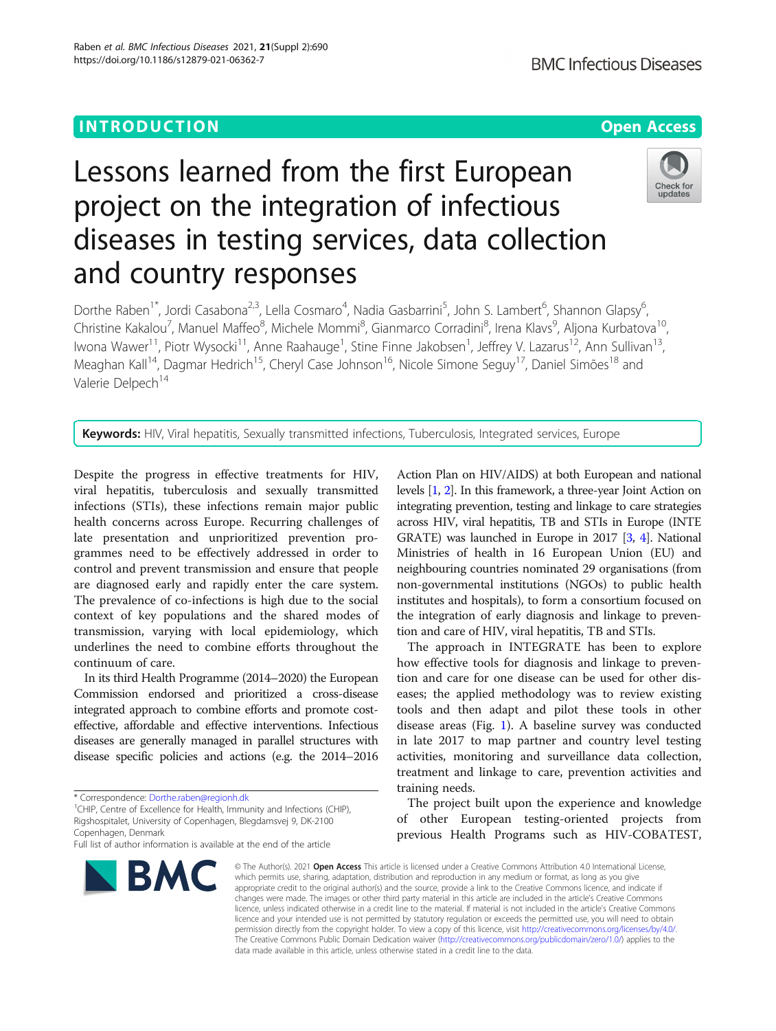INTRODUCTION

Open Access

# Lessons learned from the first European project on the integration of infectious diseases in testing services, data collection and country responses

Dorthe Raben[1*], Jordi Casabona[2,3], Lella Cosmaro[4], Nadia Gasbarrini[5], John S. Lambert[6], Shannon Glapsy[6], Christine Kakalou[7], Manuel Maffeo[8], Michele Mommi[8], Gianmarco Corradini[8], Irena Klavs[9], Aljona Kurbatova[10], Iwona Wawer[11], Piotr Wysocki[11], Anne Raahauge[1], Stine Finne Jakobsen[1], Jeffrey V. Lazarus[12], Ann Sullivan[13], Meaghan Kall[14], Dagmar Hedrich[15], Cheryl Case Johnson[16], Nicole Simone Seguy[17], Daniel Simões[18] and Valerie Delpech[14]

**Keywords:** HIV, Viral hepatitis, Sexually transmitted infections, Tuberculosis, Integrated services, Europe

Despite the progress in effective treatments for HIV, viral hepatitis, tuberculosis and sexually transmitted infections (STIs), these infections remain major public health concerns across Europe. Recurring challenges of late presentation and unprioritized prevention programmes need to be effectively addressed in order to control and prevent transmission and ensure that people are diagnosed early and rapidly enter the care system. The prevalence of co-infections is high due to the social context of key populations and the shared modes of transmission, varying with local epidemiology, which underlines the need to combine efforts throughout the continuum of care.

In its third Health Programme (2014–2020) the European Commission endorsed and prioritized a cross-disease integrated approach to combine efforts and promote cost-effective, affordable and effective interventions. Infectious diseases are generally managed in parallel structures with disease specific policies and actions (e.g. the 2014–2016 Action Plan on HIV/AIDS) at both European and national levels [1, 2]. In this framework, a three-year Joint Action on integrating prevention, testing and linkage to care strategies across HIV, viral hepatitis, TB and STIs in Europe (INTEGRATE) was launched in Europe in 2017 [3, 4]. National Ministries of health in 16 European Union (EU) and neighbouring countries nominated 29 organisations (from non-governmental institutions (NGOs) to public health institutes and hospitals), to form a consortium focused on the integration of early diagnosis and linkage to prevention and care of HIV, viral hepatitis, TB and STIs.

The approach in INTEGRATE has been to explore how effective tools for diagnosis and linkage to prevention and care for one disease can be used for other diseases; the applied methodology was to review existing tools and then adapt and pilot these tools in other disease areas (Fig. 1). A baseline survey was conducted in late 2017 to map partner and country level testing activities, monitoring and surveillance data collection, treatment and linkage to care, prevention activities and training needs.

The project built upon the experience and knowledge of other European testing-oriented projects from previous Health Programs such as HIV-COBATEST,

* Correspondence: Dorthe.raben@regionh.dk
[1]CHIP, Centre of Excellence for Health, Immunity and Infections (CHIP), Rigshospitalet, University of Copenhagen, Blegdamsvej 9, DK-2100 Copenhagen, Denmark
Full list of author information is available at the end of the article

© The Author(s). 2021 **Open Access** This article is licensed under a Creative Commons Attribution 4.0 International License, which permits use, sharing, adaptation, distribution and reproduction in any medium or format, as long as you give appropriate credit to the original author(s) and the source, provide a link to the Creative Commons licence, and indicate if changes were made. The images or other third party material in this article are included in the article's Creative Commons licence, unless indicated otherwise in a credit line to the material. If material is not included in the article's Creative Commons licence and your intended use is not permitted by statutory regulation or exceeds the permitted use, you will need to obtain permission directly from the copyright holder. To view a copy of this licence, visit http://creativecommons.org/licenses/by/4.0/. The Creative Commons Public Domain Dedication waiver (http://creativecommons.org/publicdomain/zero/1.0/) applies to the data made available in this article, unless otherwise stated in a credit line to the data.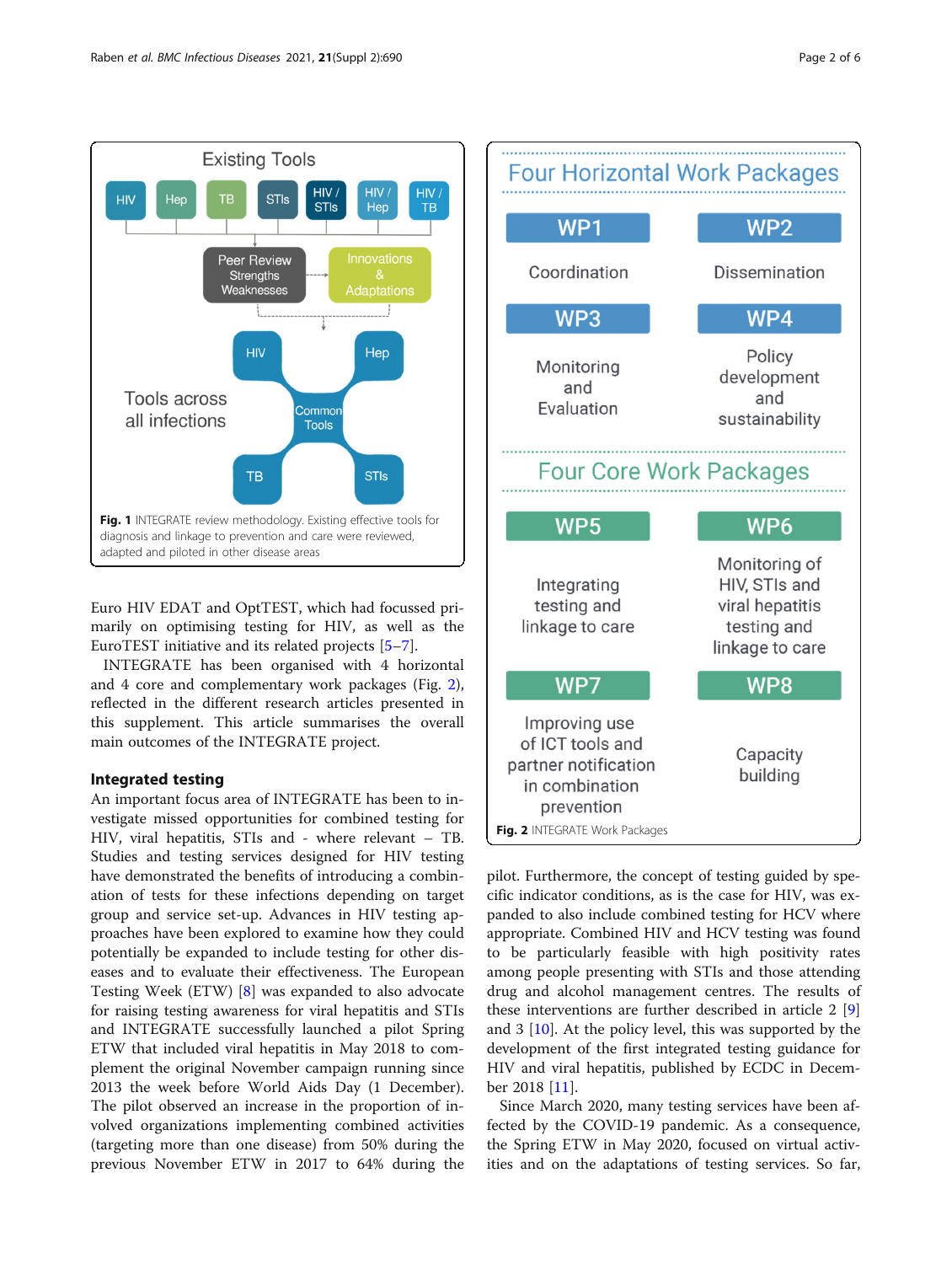Fig. 1 INTEGRATE review methodology. Existing effective tools for diagnosis and linkage to prevention and care were reviewed, adapted and piloted in other disease areas

Euro HIV EDAT and OptTEST, which had focussed primarily on optimising testing for HIV, as well as the EuroTEST initiative and its related projects [5–7].

INTEGRATE has been organised with 4 horizontal and 4 core and complementary work packages (Fig. 2), reflected in the different research articles presented in this supplement. This article summarises the overall main outcomes of the INTEGRATE project.

Fig. 2 INTEGRATE Work Packages

## Integrated testing

An important focus area of INTEGRATE has been to investigate missed opportunities for combined testing for HIV, viral hepatitis, STIs and - where relevant – TB. Studies and testing services designed for HIV testing have demonstrated the benefits of introducing a combination of tests for these infections depending on target group and service set-up. Advances in HIV testing approaches have been explored to examine how they could potentially be expanded to include testing for other diseases and to evaluate their effectiveness. The European Testing Week (ETW) [8] was expanded to also advocate for raising testing awareness for viral hepatitis and STIs and INTEGRATE successfully launched a pilot Spring ETW that included viral hepatitis in May 2018 to complement the original November campaign running since 2013 the week before World Aids Day (1 December). The pilot observed an increase in the proportion of involved organizations implementing combined activities (targeting more than one disease) from 50% during the previous November ETW in 2017 to 64% during the pilot. Furthermore, the concept of testing guided by specific indicator conditions, as is the case for HIV, was expanded to also include combined testing for HCV where appropriate. Combined HIV and HCV testing was found to be particularly feasible with high positivity rates among people presenting with STIs and those attending drug and alcohol management centres. The results of these interventions are further described in article 2 [9] and 3 [10]. At the policy level, this was supported by the development of the first integrated testing guidance for HIV and viral hepatitis, published by ECDC in December 2018 [11].

Since March 2020, many testing services have been affected by the COVID-19 pandemic. As a consequence, the Spring ETW in May 2020, focused on virtual activities and on the adaptations of testing services. So far,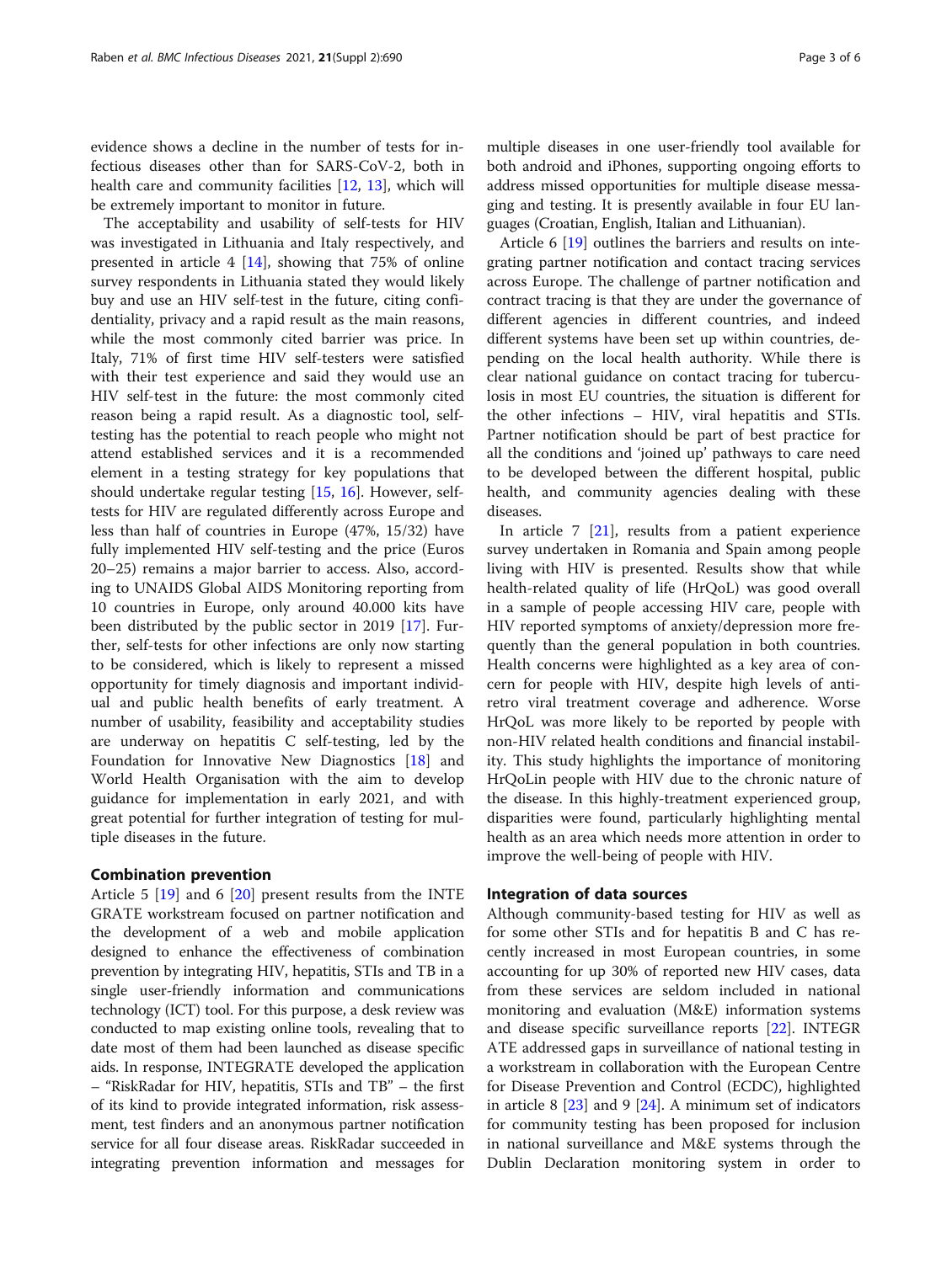evidence shows a decline in the number of tests for infectious diseases other than for SARS-CoV-2, both in health care and community facilities [12, 13], which will be extremely important to monitor in future.

The acceptability and usability of self-tests for HIV was investigated in Lithuania and Italy respectively, and presented in article 4 [14], showing that 75% of online survey respondents in Lithuania stated they would likely buy and use an HIV self-test in the future, citing confidentiality, privacy and a rapid result as the main reasons, while the most commonly cited barrier was price. In Italy, 71% of first time HIV self-testers were satisfied with their test experience and said they would use an HIV self-test in the future: the most commonly cited reason being a rapid result. As a diagnostic tool, self-testing has the potential to reach people who might not attend established services and it is a recommended element in a testing strategy for key populations that should undertake regular testing [15, 16]. However, self-tests for HIV are regulated differently across Europe and less than half of countries in Europe (47%, 15/32) have fully implemented HIV self-testing and the price (Euros 20–25) remains a major barrier to access. Also, according to UNAIDS Global AIDS Monitoring reporting from 10 countries in Europe, only around 40.000 kits have been distributed by the public sector in 2019 [17]. Further, self-tests for other infections are only now starting to be considered, which is likely to represent a missed opportunity for timely diagnosis and important individual and public health benefits of early treatment. A number of usability, feasibility and acceptability studies are underway on hepatitis C self-testing, led by the Foundation for Innovative New Diagnostics [18] and World Health Organisation with the aim to develop guidance for implementation in early 2021, and with great potential for further integration of testing for multiple diseases in the future.

## Combination prevention

Article 5 [19] and 6 [20] present results from the INTEGRATE workstream focused on partner notification and the development of a web and mobile application designed to enhance the effectiveness of combination prevention by integrating HIV, hepatitis, STIs and TB in a single user-friendly information and communications technology (ICT) tool. For this purpose, a desk review was conducted to map existing online tools, revealing that to date most of them had been launched as disease specific aids. In response, INTEGRATE developed the application – "RiskRadar for HIV, hepatitis, STIs and TB" – the first of its kind to provide integrated information, risk assessment, test finders and an anonymous partner notification service for all four disease areas. RiskRadar succeeded in integrating prevention information and messages for multiple diseases in one user-friendly tool available for both android and iPhones, supporting ongoing efforts to address missed opportunities for multiple disease messaging and testing. It is presently available in four EU languages (Croatian, English, Italian and Lithuanian).

Article 6 [19] outlines the barriers and results on integrating partner notification and contact tracing services across Europe. The challenge of partner notification and contract tracing is that they are under the governance of different agencies in different countries, and indeed different systems have been set up within countries, depending on the local health authority. While there is clear national guidance on contact tracing for tuberculosis in most EU countries, the situation is different for the other infections – HIV, viral hepatitis and STIs. Partner notification should be part of best practice for all the conditions and 'joined up' pathways to care need to be developed between the different hospital, public health, and community agencies dealing with these diseases.

In article 7 [21], results from a patient experience survey undertaken in Romania and Spain among people living with HIV is presented. Results show that while health-related quality of life (HrQoL) was good overall in a sample of people accessing HIV care, people with HIV reported symptoms of anxiety/depression more frequently than the general population in both countries. Health concerns were highlighted as a key area of concern for people with HIV, despite high levels of antiretro viral treatment coverage and adherence. Worse HrQoL was more likely to be reported by people with non-HIV related health conditions and financial instability. This study highlights the importance of monitoring HrQoLin people with HIV due to the chronic nature of the disease. In this highly-treatment experienced group, disparities were found, particularly highlighting mental health as an area which needs more attention in order to improve the well-being of people with HIV.

## Integration of data sources

Although community-based testing for HIV as well as for some other STIs and for hepatitis B and C has recently increased in most European countries, in some accounting for up 30% of reported new HIV cases, data from these services are seldom included in national monitoring and evaluation (M&E) information systems and disease specific surveillance reports [22]. INTEGRATE addressed gaps in surveillance of national testing in a workstream in collaboration with the European Centre for Disease Prevention and Control (ECDC), highlighted in article 8 [23] and 9 [24]. A minimum set of indicators for community testing has been proposed for inclusion in national surveillance and M&E systems through the Dublin Declaration monitoring system in order to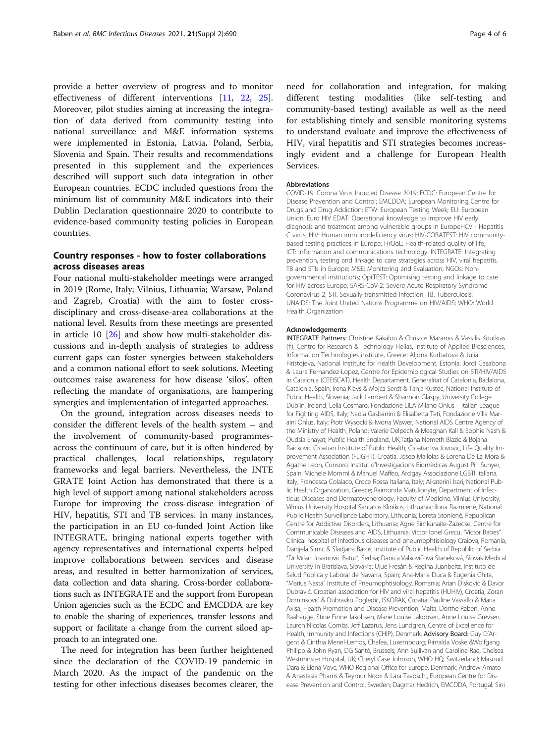provide a better overview of progress and to monitor effectiveness of different interventions [11, 22, 25]. Moreover, pilot studies aiming at increasing the integration of data derived from community testing into national surveillance and M&E information systems were implemented in Estonia, Latvia, Poland, Serbia, Slovenia and Spain. Their results and recommendations presented in this supplement and the experiences described will support such data integration in other European countries. ECDC included questions from the minimum list of community M&E indicators into their Dublin Declaration questionnaire 2020 to contribute to evidence-based community testing policies in European countries.

## Country responses - how to foster collaborations across diseases areas

Four national multi-stakeholder meetings were arranged in 2019 (Rome, Italy; Vilnius, Lithuania; Warsaw, Poland and Zagreb, Croatia) with the aim to foster cross-disciplinary and cross-disease-area collaborations at the national level. Results from these meetings are presented in article 10 [26] and show how multi-stakeholder discussions and in-depth analysis of strategies to address current gaps can foster synergies between stakeholders and a common national effort to seek solutions. Meeting outcomes raise awareness for how disease 'silos', often reflecting the mandate of organisations, are hampering synergies and implementation of integarted approaches.

On the ground, integration across diseases needs to consider the different levels of the health system – and the involvement of community-based programmes-across the continuum of care, but it is often hindered by practical challenges, local relationships, regulatory frameworks and legal barriers. Nevertheless, the INTEGRATE Joint Action has demonstrated that there is a high level of support among national stakeholders across Europe for improving the cross-disease integration of HIV, hepatitis, STI and TB services. In many instances, the participation in an EU co-funded Joint Action like INTEGRATE, bringing national experts together with agency representatives and international experts helped improve collaborations between services and disease areas, and resulted in better harmonization of services, data collection and data sharing. Cross-border collaborations such as INTEGRATE and the support from European Union agencies such as the ECDC and EMCDDA are key to enable the sharing of experiences, transfer lessons and support or facilitate a change from the current siloed approach to an integrated one.

The need for integration has been further heightened since the declaration of the COVID-19 pandemic in March 2020. As the impact of the pandemic on the testing for other infectious diseases becomes clearer, the need for collaboration and integration, for making different testing modalities (like self-testing and community-based testing) available as well as the need for establishing timely and sensible monitoring systems to understand evaluate and improve the effectiveness of HIV, viral hepatitis and STI strategies becomes increasingly evident and a challenge for European Health Services.

### Abbreviations

COVID-19: Corona Virus Induced Disease 2019; ECDC: European Centre for Disease Prevention and Control; EMCDDA: European Monitoring Centre for Drugs and Drug Addiction; ETW: European Testing Week; EU: European Union; Euro HIV EDAT: Operational knowledge to improve HIV early diagnosis and treatment among vulnerable groups in EuropeHCV - Hepatitis C virus; HIV: Human immunodeficiency virus; HIV-COBATEST: HIV community-based testing practices in Europe; HrQoL: Health-related quality of life; ICT: Information and communications technology; INTEGRATE: Integrating prevention, testing and linkage to care strategies across HIV, viral hepatitis, TB and STIs in Europe; M&E: Monitoring and Evaluation; NGOs: Non-governmental institutions; OptTEST: Optimising testing and linkage to care for HIV across Europe; SARS-CoV-2: Severe Acute Respiratory Syndrome Coronavirus 2; STI: Sexually transmitted infection; TB: Tuberculosis; UNAIDS: The Joint United Nations Programme on HIV/AIDS; WHO: World Health Organization

### Acknowledgements

**INTEGRATE Partners:** Christine Kakalou & Christos Maramis & Vassilis Koutkias (†), Centre for Research & Technology Hellas, Institute of Applied Biosciences, Information Technologies institute, Greece; Aljona Kurbatova & Julia Hristojeva, National Institute for Health Development, Estonia; Jordi Casabona & Laura Fernandez-Lopez, Centre for Epidemiological Studies on STI/HIV/AIDS in Catalonia (CEEISCAT), Health Departament, Generalitat of Catalonia, Badalona, Catalonia, Spain; Irena Klavs & Mojca Serdt & Tanja Kustec, National Institute of Public Health, Slovenia; Jack Lambert & Shannon Glaspy, University College Dublin, Ireland; Lella Cosmaro, Fondazione LILA Milano Onlus – Italian League for Fighting AIDS, Italy; Nadia Gasbarrini & Elisabetta Teti, Fondazione Villa Maraini Onlus, Italy; Piotr Wysocki & Iwona Wawer, National AIDS Centre Agency of the Ministry of Health, Poland; Valerie Delpech & Meaghan Kall & Sophie Nash & Qudsia Enayat, Public Health England, UK;Tatjana Nemeth Blazic & Bojana Raickovic Croatian Institute of Public Health, Croatia; Iva Jovovic, Life Quality Improvement Association (FLIGHT), Croatia; Josep Mallolas & Lorena De La Mora & Agathe Leon, Consorci Institut d'Investigacions Biomèdicas August Pi i Sunyer, Spain; Michele Mommi & Manuel Maffeo, Arcigay Associazione LGBTI Italiana, Italy; Francesca Colaiaco, Croce Rossa Italiana, Italy; Aikaterini Isari, National Public Health Organization, Greece; Raimonda Matulionyte, Department of Infectious Diseases and Dermatovenerology, Faculty of Medicine, Vilnius University; Vilnius University Hospital Santaros Klinikos; Lithuania; Ilona Razmienė, National Public Health Surveillance Laboratory, Lithuania; Loreta Stonienė, Republican Centre for Addictive Disorders, Lithuania; Agne Simkunaite-Zazecke, Centre for Communicable Diseases and AIDS, Lithuania; Victor Ionel Grecu, "Victor Babes" Clinical hospital of infectious diseases and pneumophtisiology Craiova, Romania; Danijela Simic & Sladjana Baros, Institute of Public Health of Republic of Serbia "Dr Milan Jovanovic Batut", Serbia; Danica Valkovičová Staneková, Slovak Medical University in Bratislava, Slovakia; Ujue Fresán & Regina Juanbeltz, Instituto de Salud Pública y Laboral de Navarra, Spain; Ana-Maria Duca & Eugenia Ghita, "Marius Nasta" Institute of Pneumophtisiology, Romania; Arian Diskovic & Davor Dubravić, Croatian association for HIV and viral hepatitis (HUHIV), Croatia; Zoran Dominković & Dubravko Pogledić, ISKORAK, Croatia; Pauline Vassallo & Maria Axisa, Health Promotion and Disease Prevention, Malta; Dorthe Raben, Anne Raahauge, Stine Finne Jakobsen, Marie Louise Jakobsen, Anne Louise Grevsen, Lauren Nicolas Combs, Jeff Lazarus, Jens Lundgren, Centre of Excellence for Health, Immunity and Infections (CHIP), Denmark. **Advisory Board:** Guy D'Argent & Cinthia Menel-Lemos, Chafea, Luxembourg; Rimalda Voske &Wolfgang Philipp & John Ryan, DG Santé, Brussels; Ann Sullivan and Caroline Rae, Chelsea Westminster Hospital, UK; Cheryl Case Johnson, WHO HQ, Switzerland; Masoud Dara & Elena Vovc, WHO Regional Office for Europe, Denmark; Andrew Amato & Anastasia Pharris & Teymur Noori & Lara Tavoschi, European Centre for Disease Prevention and Control, Sweden; Dagmar Hedrich, EMCDDA, Portugal; Sini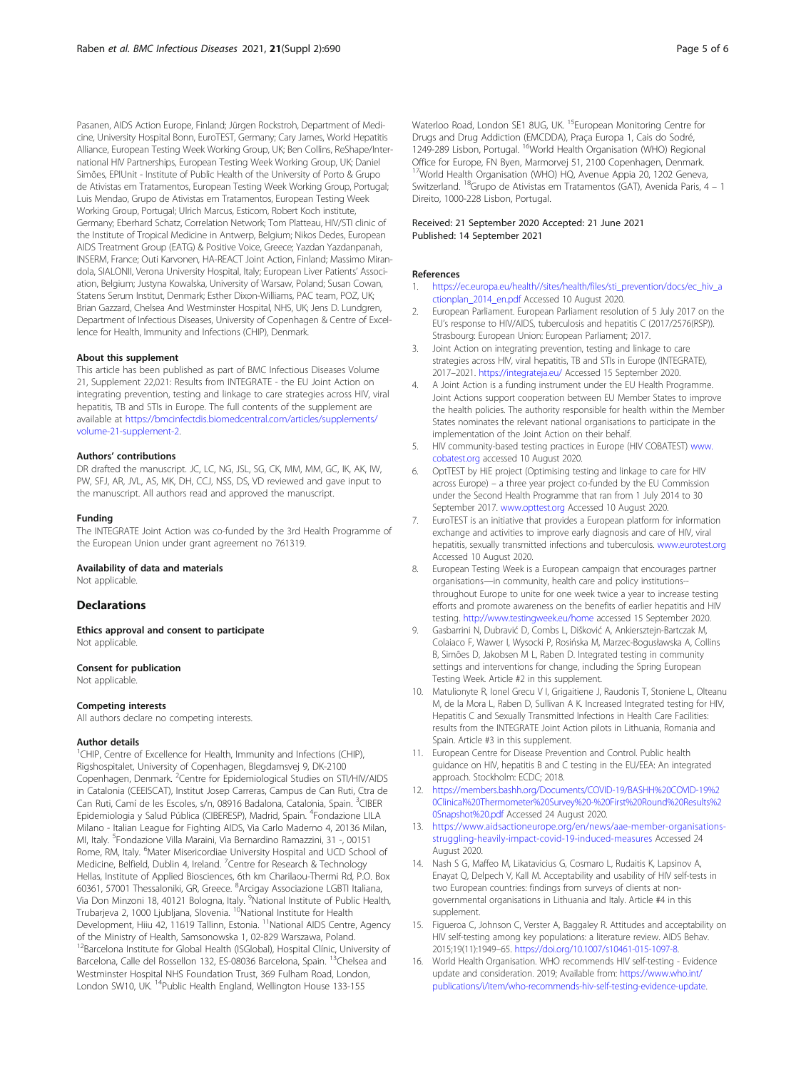Pasanen, AIDS Action Europe, Finland; Jürgen Rockstroh, Department of Medicine, University Hospital Bonn, EuroTEST, Germany; Cary James, World Hepatitis Alliance, European Testing Week Working Group, UK; Ben Collins, ReShape/International HIV Partnerships, European Testing Week Working Group, UK; Daniel Simões, EPIUnit - Institute of Public Health of the University of Porto & Grupo de Ativistas em Tratamentos, European Testing Week Working Group, Portugal; Luis Mendao, Grupo de Ativistas em Tratamentos, European Testing Week Working Group, Portugal; Ulrich Marcus, Esticom, Robert Koch institute, Germany; Eberhard Schatz, Correlation Network; Tom Platteau, HIV/STI clinic of the Institute of Tropical Medicine in Antwerp, Belgium; Nikos Dedes, European AIDS Treatment Group (EATG) & Positive Voice, Greece; Yazdan Yazdanpanah, INSERM, France; Outi Karvonen, HA-REACT Joint Action, Finland; Massimo Mirandola, SIALONII, Verona University Hospital, Italy; European Liver Patients' Association, Belgium; Justyna Kowalska, University of Warsaw, Poland; Susan Cowan, Statens Serum Institut, Denmark; Esther Dixon-Williams, PAC team, POZ, UK; Brian Gazzard, Chelsea And Westminster Hospital, NHS, UK; Jens D. Lundgren, Department of Infectious Diseases, University of Copenhagen & Centre of Excellence for Health, Immunity and Infections (CHIP), Denmark.

#### About this supplement

This article has been published as part of BMC Infectious Diseases Volume 21, Supplement 22,021: Results from INTEGRATE - the EU Joint Action on integrating prevention, testing and linkage to care strategies across HIV, viral hepatitis, TB and STIs in Europe. The full contents of the supplement are available at https://bmcinfectdis.biomedcentral.com/articles/supplements/volume-21-supplement-2.

#### Authors' contributions

DR drafted the manuscript. JC, LC, NG, JSL, SG, CK, MM, MM, GC, IK, AK, IW, PW, SFJ, AR, JVL, AS, MK, DH, CCJ, NSS, DS, VD reviewed and gave input to the manuscript. All authors read and approved the manuscript.

#### Funding

The INTEGRATE Joint Action was co-funded by the 3rd Health Programme of the European Union under grant agreement no 761319.

#### Availability of data and materials

Not applicable.

### Declarations

#### Ethics approval and consent to participate

Not applicable.

#### Consent for publication

Not applicable.

#### Competing interests

All authors declare no competing interests.

#### Author details

[1]CHIP, Centre of Excellence for Health, Immunity and Infections (CHIP), Rigshospitalet, University of Copenhagen, Blegdamsvej 9, DK-2100 Copenhagen, Denmark. [2]Centre for Epidemiological Studies on STI/HIV/AIDS in Catalonia (CEEISCAT), Institut Josep Carreras, Campus de Can Ruti, Ctra de Can Ruti, Camí de les Escoles, s/n, 08916 Badalona, Catalonia, Spain. [3]CIBER Epidemiologia y Salud Pública (CIBERESP), Madrid, Spain. [4]Fondazione LILA Milano - Italian League for Fighting AIDS, Via Carlo Maderno 4, 20136 Milan, MI, Italy. [5]Fondazione Villa Maraini, Via Bernardino Ramazzini, 31 -, 00151 Rome, RM, Italy. [6]Mater Misericordiae University Hospital and UCD School of Medicine, Belfield, Dublin 4, Ireland. [7]Centre for Research & Technology Hellas, Institute of Applied Biosciences, 6th km Charilaou-Thermi Rd, P.O. Box 60361, 57001 Thessaloniki, GR, Greece. [8]Arcigay Associazione LGBTI Italiana, Via Don Minzoni 18, 40121 Bologna, Italy. [9]National Institute of Public Health, Trubarjeva 2, 1000 Ljubljana, Slovenia. [10]National Institute for Health Development, Hiiu 42, 11619 Tallinn, Estonia. [11]National AIDS Centre, Agency of the Ministry of Health, Samsonowska 1, 02-829 Warszawa, Poland. [12]Barcelona Institute for Global Health (ISGlobal), Hospital Clínic, University of Barcelona, Calle del Rossellon 132, ES-08036 Barcelona, Spain. [13]Chelsea and Westminster Hospital NHS Foundation Trust, 369 Fulham Road, London, London SW10, UK. [14]Public Health England, Wellington House 133-155 Waterloo Road, London SE1 8UG, UK. [15]European Monitoring Centre for Drugs and Drug Addiction (EMCDDA), Praça Europa 1, Cais do Sodré, 1249-289 Lisbon, Portugal. [16]World Health Organisation (WHO) Regional Office for Europe, FN Byen, Marmorvej 51, 2100 Copenhagen, Denmark. [17]World Health Organisation (WHO) HQ, Avenue Appia 20, 1202 Geneva, Switzerland. [18]Grupo de Ativistas em Tratamentos (GAT), Avenida Paris, 4 – 1 Direito, 1000-228 Lisbon, Portugal.

Received: 21 September 2020 Accepted: 21 June 2021
Published: 14 September 2021

#### References

1. https://ec.europa.eu/health//sites/health/files/sti_prevention/docs/ec_hiv_actionplan_2014_en.pdf Accessed 10 August 2020.
2. European Parliament. European Parliament resolution of 5 July 2017 on the EU's response to HIV/AIDS, tuberculosis and hepatitis C (2017/2576(RSP)). Strasbourg: European Union: European Parliament; 2017.
3. Joint Action on integrating prevention, testing and linkage to care strategies across HIV, viral hepatitis, TB and STIs in Europe (INTEGRATE), 2017–2021. https://integrateja.eu/ Accessed 15 September 2020.
4. A Joint Action is a funding instrument under the EU Health Programme. Joint Actions support cooperation between EU Member States to improve the health policies. The authority responsible for health within the Member States nominates the relevant national organisations to participate in the implementation of the Joint Action on their behalf.
5. HIV community-based testing practices in Europe (HIV COBATEST) www.cobatest.org accessed 10 August 2020.
6. OptTEST by HiE project (Optimising testing and linkage to care for HIV across Europe) – a three year project co-funded by the EU Commission under the Second Health Programme that ran from 1 July 2014 to 30 September 2017. www.opttest.org Accessed 10 August 2020.
7. EuroTEST is an initiative that provides a European platform for information exchange and activities to improve early diagnosis and care of HIV, viral hepatitis, sexually transmitted infections and tuberculosis. www.eurotest.org Accessed 10 August 2020.
8. European Testing Week is a European campaign that encourages partner organisations—in community, health care and policy institutions--throughout Europe to unite for one week twice a year to increase testing efforts and promote awareness on the benefits of earlier hepatitis and HIV testing. http://www.testingweek.eu/home accessed 15 September 2020.
9. Gasbarrini N, Dubravić D, Combs L, Dišković A, Ankiersztejn-Bartczak M, Colaiaco F, Wawer I, Wysocki P, Rosińska M, Marzec-Bogusławska A, Collins B, Simões D, Jakobsen M L, Raben D. Integrated testing in community settings and interventions for change, including the Spring European Testing Week. Article #2 in this supplement.
10. Matulionyte R, Ionel Grecu V I, Grigaitiene J, Raudonis T, Stoniene L, Olteanu M, de la Mora L, Raben D, Sullivan A K. Increased Integrated testing for HIV, Hepatitis C and Sexually Transmitted Infections in Health Care Facilities: results from the INTEGRATE Joint Action pilots in Lithuania, Romania and Spain. Article #3 in this supplement.
11. European Centre for Disease Prevention and Control. Public health guidance on HIV, hepatitis B and C testing in the EU/EEA: An integrated approach. Stockholm: ECDC; 2018.
12. https://members.bashh.org/Documents/COVID-19/BASHH%20COVID-19%20Clinical%20Thermometer%20Survey%20-%20First%20Round%20Results%20Snapshot%20.pdf Accessed 24 August 2020.
13. https://www.aidsactioneurope.org/en/news/aae-member-organisations-struggling-heavily-impact-covid-19-induced-measures Accessed 24 August 2020.
14. Nash S G, Maffeo M, Likatavicius G, Cosmaro L, Rudaitis K, Lapsinov A, Enayat Q, Delpech V, Kall M. Acceptability and usability of HIV self-tests in two European countries: findings from surveys of clients at non-governmental organisations in Lithuania and Italy. Article #4 in this supplement.
15. Figueroa C, Johnson C, Verster A, Baggaley R. Attitudes and acceptability on HIV self-testing among key populations: a literature review. AIDS Behav. 2015;19(11):1949–65. https://doi.org/10.1007/s10461-015-1097-8.
16. World Health Organisation. WHO recommends HIV self-testing - Evidence update and consideration. 2019; Available from: https://www.who.int/publications/i/item/who-recommends-hiv-self-testing-evidence-update.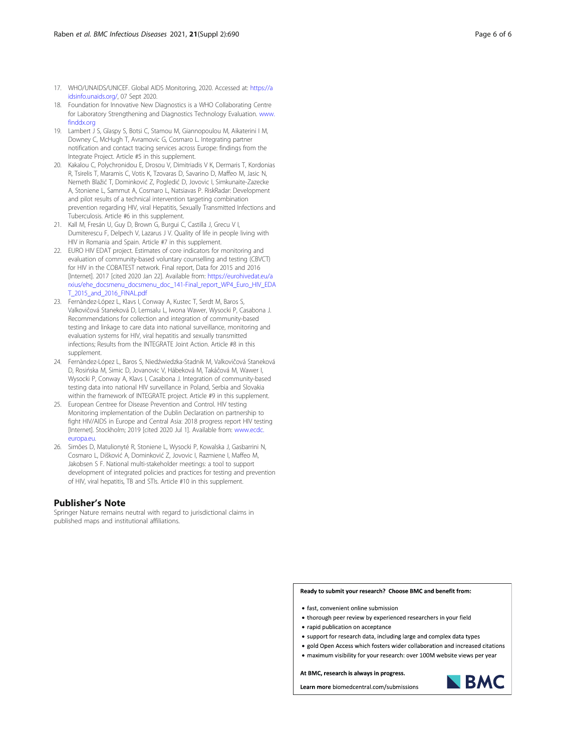17. WHO/UNAIDS/UNICEF. Global AIDS Monitoring, 2020. Accessed at: https://aidsinfo.unaids.org/, 07 Sept 2020.
18. Foundation for Innovative New Diagnostics is a WHO Collaborating Centre for Laboratory Strengthening and Diagnostics Technology Evaluation. www.finddx.org
19. Lambert J S, Glaspy S, Botsi C, Stamou M, Giannopoulou M, Aikaterini I M, Downey C, McHugh T, Avramovic G, Cosmaro L. Integrating partner notification and contact tracing services across Europe: findings from the Integrate Project. Article #5 in this supplement.
20. Kakalou C, Polychronidou E, Drosou V, Dimitriadis V K, Dermaris T, Kordonias R, Tsirelis T, Maramis C, Votis K, Tzovaras D, Savarino D, Maffeo M, Jasic N, Nemeth Blažić T, Dominković Z, Pogledić D, Jovovic I, Simkunaite-Zazecke A, Stoniene L, Sammut A, Cosmaro L, Natsiavas P. RiskRadar: Development and pilot results of a technical intervention targeting combination prevention regarding HIV, viral Hepatitis, Sexually Transmitted Infections and Tuberculosis. Article #6 in this supplement.
21. Kall M, Fresán U, Guy D, Brown G, Burgui C, Castilla J, Grecu V I, Dumiterescu F, Delpech V, Lazarus J V. Quality of life in people living with HIV in Romania and Spain. Article #7 in this supplement.
22. EURO HIV EDAT project. Estimates of core indicators for monitoring and evaluation of community-based voluntary counselling and testing (CBVCT) for HIV in the COBATEST network. Final report, Data for 2015 and 2016 [Internet]. 2017 [cited 2020 Jan 22]. Available from: https://eurohivedat.eu/arxius/ehe_docsmenu_docsmenu_doc_141-Final_report_WP4_Euro_HIV_EDAT_2015_and_2016_FINAL.pdf
23. Fernàndez-López L, Klavs I, Conway A, Kustec T, Serdt M, Baros S, Valkovičová Staneková D, Lemsalu L, Iwona Wawer, Wysocki P, Casabona J. Recommendations for collection and integration of community-based testing and linkage to care data into national surveillance, monitoring and evaluation systems for HIV, viral hepatitis and sexually transmitted infections; Results from the INTEGRATE Joint Action. Article #8 in this supplement.
24. Fernàndez-López L, Baros S, Niedźwiedzka-Stadnik M, Valkovičová Staneková D, Rosińska M, Simic D, Jovanovic V, Hábeková M, Takáčová M, Wawer I, Wysocki P, Conway A, Klavs I, Casabona J. Integration of community-based testing data into national HIV surveillance in Poland, Serbia and Slovakia within the framework of INTEGRATE project. Article #9 in this supplement.
25. European Centree for Disease Prevention and Control. HIV testing Monitoring implementation of the Dublin Declaration on partnership to fight HIV/AIDS in Europe and Central Asia: 2018 progress report HIV testing [Internet]. Stockholm; 2019 [cited 2020 Jul 1]. Available from: www.ecdc.europa.eu.
26. Simões D, Matulionyté R, Stoniene L, Wysocki P, Kowalska J, Gasbarrini N, Cosmaro L, Dišković A, Dominković Z, Jovovic I, Razmiene I, Maffeo M, Jakobsen S F. National multi-stakeholder meetings: a tool to support development of integrated policies and practices for testing and prevention of HIV, viral hepatitis, TB and STIs. Article #10 in this supplement.

## Publisher's Note

Springer Nature remains neutral with regard to jurisdictional claims in published maps and institutional affiliations.

**Ready to submit your research? Choose BMC and benefit from:**

- fast, convenient online submission
- thorough peer review by experienced researchers in your field
- rapid publication on acceptance
- support for research data, including large and complex data types
- gold Open Access which fosters wider collaboration and increased citations
- maximum visibility for your research: over 100M website views per year

**At BMC, research is always in progress.**

**Learn more** biomedcentral.com/submissions